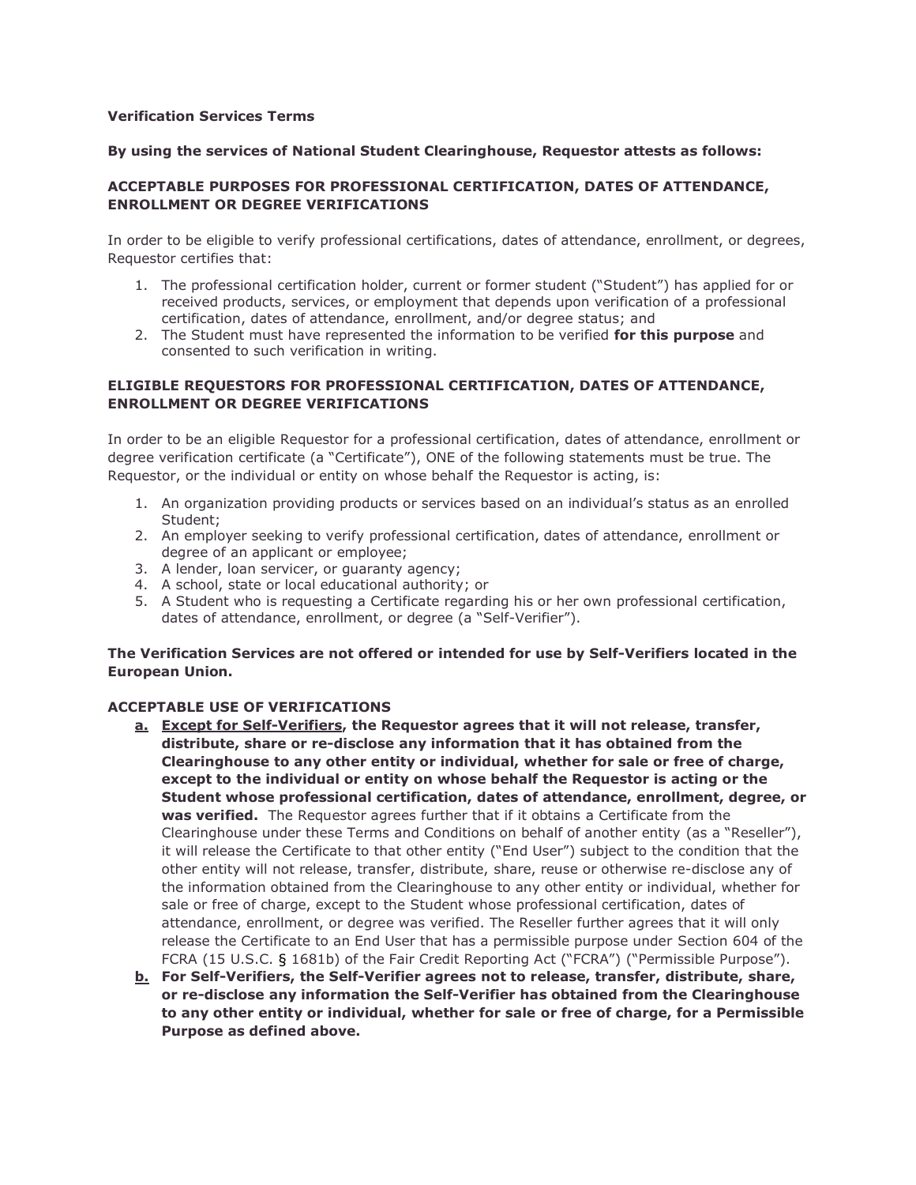**Verification Services Terms**

**By using the services of National Student Clearinghouse, Requestor attests as follows:**

**ACCEPTABLE PURPOSES FOR PROFESSIONAL CERTIFICATION, DATES OF ATTENDANCE, ENROLLMENT OR DEGREE VERIFICATIONS**

In order to be eligible to verify professional certifications, dates of attendance, enrollment, or degrees, Requestor certifies that:

1. The professional certification holder, current or former student ("Student") has applied for or received products, services, or employment that depends upon verification of a professional certification, dates of attendance, enrollment, and/or degree status; and
2. The Student must have represented the information to be verified **for this purpose** and consented to such verification in writing.

**ELIGIBLE REQUESTORS FOR PROFESSIONAL CERTIFICATION, DATES OF ATTENDANCE, ENROLLMENT OR DEGREE VERIFICATIONS**

In order to be an eligible Requestor for a professional certification, dates of attendance, enrollment or degree verification certificate (a "Certificate"), ONE of the following statements must be true. The Requestor, or the individual or entity on whose behalf the Requestor is acting, is:

1. An organization providing products or services based on an individual's status as an enrolled Student;
2. An employer seeking to verify professional certification, dates of attendance, enrollment or degree of an applicant or employee;
3. A lender, loan servicer, or guaranty agency;
4. A school, state or local educational authority; or
5. A Student who is requesting a Certificate regarding his or her own professional certification, dates of attendance, enrollment, or degree (a "Self-Verifier").

**The Verification Services are not offered or intended for use by Self-Verifiers located in the European Union.**

**ACCEPTABLE USE OF VERIFICATIONS**

a. **Except for Self-Verifiers, the Requestor agrees that it will not release, transfer, distribute, share or re-disclose any information that it has obtained from the Clearinghouse to any other entity or individual, whether for sale or free of charge, except to the individual or entity on whose behalf the Requestor is acting or the Student whose professional certification, dates of attendance, enrollment, degree, or was verified.** The Requestor agrees further that if it obtains a Certificate from the Clearinghouse under these Terms and Conditions on behalf of another entity (as a "Reseller"), it will release the Certificate to that other entity ("End User") subject to the condition that the other entity will not release, transfer, distribute, share, reuse or otherwise re-disclose any of the information obtained from the Clearinghouse to any other entity or individual, whether for sale or free of charge, except to the Student whose professional certification, dates of attendance, enrollment, or degree was verified. The Reseller further agrees that it will only release the Certificate to an End User that has a permissible purpose under Section 604 of the FCRA (15 U.S.C. § 1681b) of the Fair Credit Reporting Act ("FCRA") ("Permissible Purpose").

b. **For Self-Verifiers, the Self-Verifier agrees not to release, transfer, distribute, share, or re-disclose any information the Self-Verifier has obtained from the Clearinghouse to any other entity or individual, whether for sale or free of charge, for a Permissible Purpose as defined above.**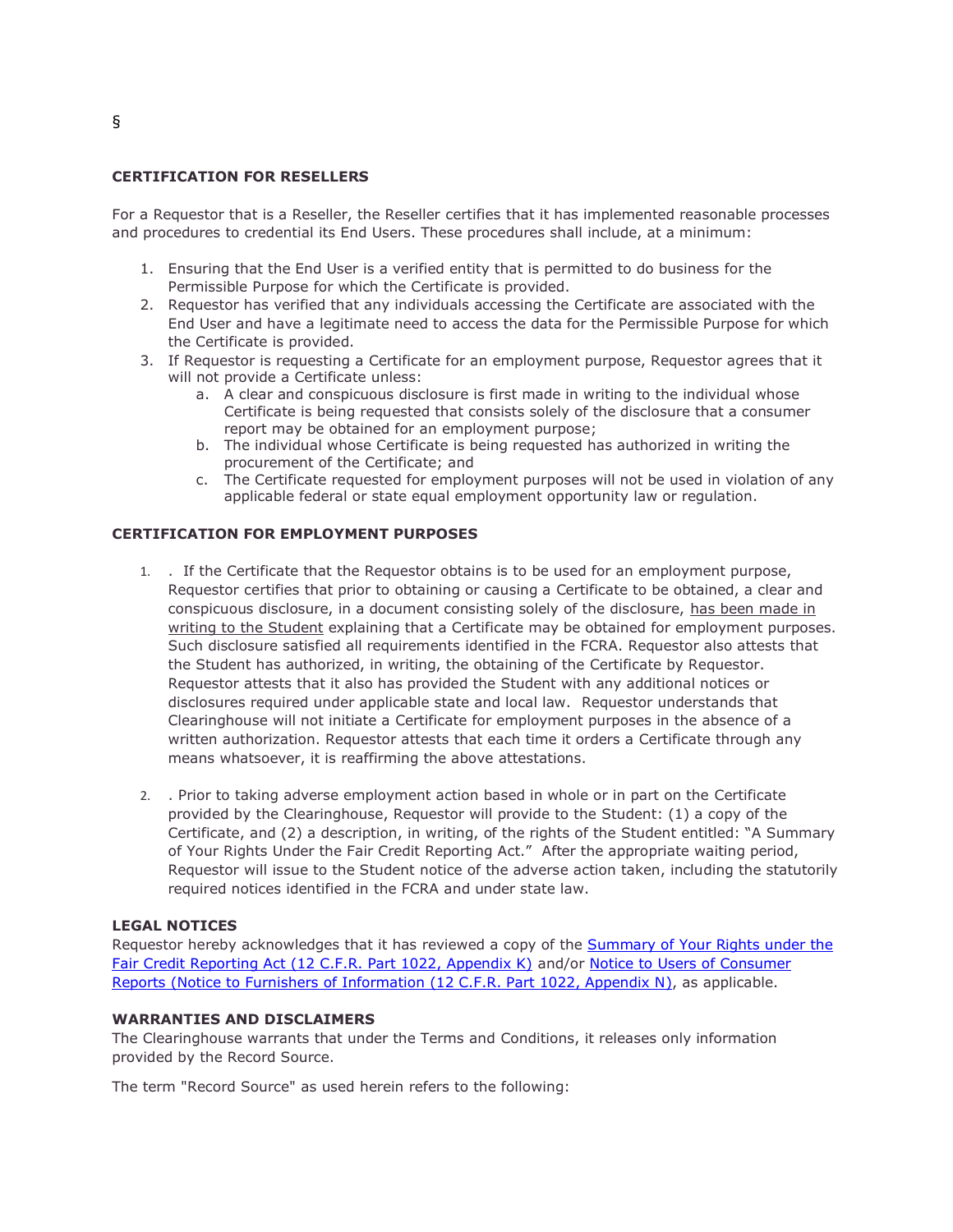§

**CERTIFICATION FOR RESELLERS**

For a Requestor that is a Reseller, the Reseller certifies that it has implemented reasonable processes and procedures to credential its End Users. These procedures shall include, at a minimum:

1. Ensuring that the End User is a verified entity that is permitted to do business for the Permissible Purpose for which the Certificate is provided.
2. Requestor has verified that any individuals accessing the Certificate are associated with the End User and have a legitimate need to access the data for the Permissible Purpose for which the Certificate is provided.
3. If Requestor is requesting a Certificate for an employment purpose, Requestor agrees that it will not provide a Certificate unless:
   a. A clear and conspicuous disclosure is first made in writing to the individual whose Certificate is being requested that consists solely of the disclosure that a consumer report may be obtained for an employment purpose;
   b. The individual whose Certificate is being requested has authorized in writing the procurement of the Certificate; and
   c. The Certificate requested for employment purposes will not be used in violation of any applicable federal or state equal employment opportunity law or regulation.

**CERTIFICATION FOR EMPLOYMENT PURPOSES**

1. . If the Certificate that the Requestor obtains is to be used for an employment purpose, Requestor certifies that prior to obtaining or causing a Certificate to be obtained, a clear and conspicuous disclosure, in a document consisting solely of the disclosure, has been made in writing to the Student explaining that a Certificate may be obtained for employment purposes. Such disclosure satisfied all requirements identified in the FCRA. Requestor also attests that the Student has authorized, in writing, the obtaining of the Certificate by Requestor. Requestor attests that it also has provided the Student with any additional notices or disclosures required under applicable state and local law. Requestor understands that Clearinghouse will not initiate a Certificate for employment purposes in the absence of a written authorization. Requestor attests that each time it orders a Certificate through any means whatsoever, it is reaffirming the above attestations.

2. . Prior to taking adverse employment action based in whole or in part on the Certificate provided by the Clearinghouse, Requestor will provide to the Student: (1) a copy of the Certificate, and (2) a description, in writing, of the rights of the Student entitled: "A Summary of Your Rights Under the Fair Credit Reporting Act." After the appropriate waiting period, Requestor will issue to the Student notice of the adverse action taken, including the statutorily required notices identified in the FCRA and under state law.

**LEGAL NOTICES**

Requestor hereby acknowledges that it has reviewed a copy of the Summary of Your Rights under the Fair Credit Reporting Act (12 C.F.R. Part 1022, Appendix K) and/or Notice to Users of Consumer Reports (Notice to Furnishers of Information (12 C.F.R. Part 1022, Appendix N), as applicable.

**WARRANTIES AND DISCLAIMERS**

The Clearinghouse warrants that under the Terms and Conditions, it releases only information provided by the Record Source.

The term "Record Source" as used herein refers to the following: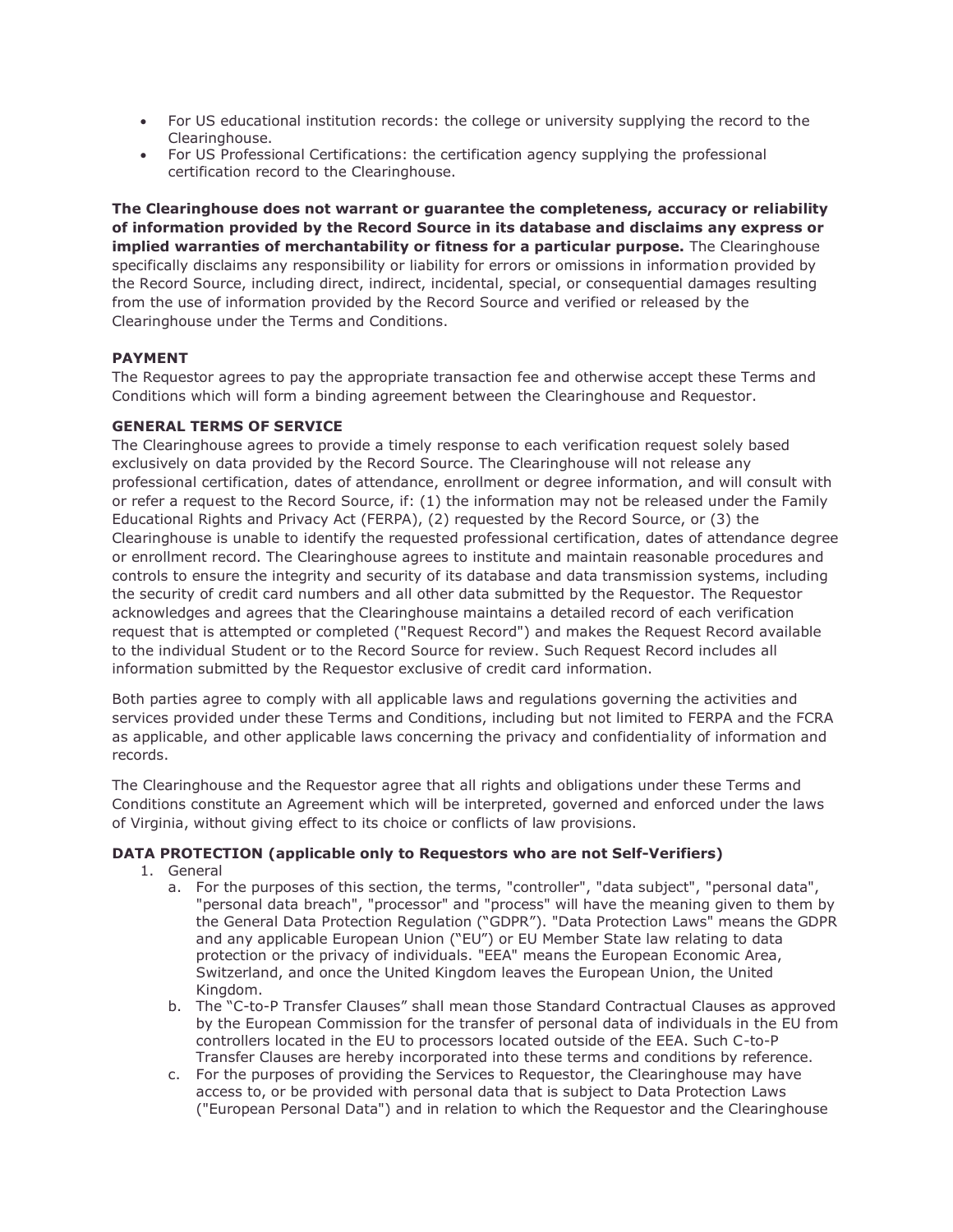- For US educational institution records: the college or university supplying the record to the Clearinghouse.
- For US Professional Certifications: the certification agency supplying the professional certification record to the Clearinghouse.

**The Clearinghouse does not warrant or guarantee the completeness, accuracy or reliability of information provided by the Record Source in its database and disclaims any express or implied warranties of merchantability or fitness for a particular purpose.** The Clearinghouse specifically disclaims any responsibility or liability for errors or omissions in information provided by the Record Source, including direct, indirect, incidental, special, or consequential damages resulting from the use of information provided by the Record Source and verified or released by the Clearinghouse under the Terms and Conditions.

**PAYMENT**

The Requestor agrees to pay the appropriate transaction fee and otherwise accept these Terms and Conditions which will form a binding agreement between the Clearinghouse and Requestor.

**GENERAL TERMS OF SERVICE**

The Clearinghouse agrees to provide a timely response to each verification request solely based exclusively on data provided by the Record Source. The Clearinghouse will not release any professional certification, dates of attendance, enrollment or degree information, and will consult with or refer a request to the Record Source, if: (1) the information may not be released under the Family Educational Rights and Privacy Act (FERPA), (2) requested by the Record Source, or (3) the Clearinghouse is unable to identify the requested professional certification, dates of attendance degree or enrollment record. The Clearinghouse agrees to institute and maintain reasonable procedures and controls to ensure the integrity and security of its database and data transmission systems, including the security of credit card numbers and all other data submitted by the Requestor. The Requestor acknowledges and agrees that the Clearinghouse maintains a detailed record of each verification request that is attempted or completed ("Request Record") and makes the Request Record available to the individual Student or to the Record Source for review. Such Request Record includes all information submitted by the Requestor exclusive of credit card information.

Both parties agree to comply with all applicable laws and regulations governing the activities and services provided under these Terms and Conditions, including but not limited to FERPA and the FCRA as applicable, and other applicable laws concerning the privacy and confidentiality of information and records.

The Clearinghouse and the Requestor agree that all rights and obligations under these Terms and Conditions constitute an Agreement which will be interpreted, governed and enforced under the laws of Virginia, without giving effect to its choice or conflicts of law provisions.

**DATA PROTECTION (applicable only to Requestors who are not Self-Verifiers)**

1. General
   a. For the purposes of this section, the terms, "controller", "data subject", "personal data", "personal data breach", "processor" and "process" will have the meaning given to them by the General Data Protection Regulation ("GDPR"). "Data Protection Laws" means the GDPR and any applicable European Union ("EU") or EU Member State law relating to data protection or the privacy of individuals. "EEA" means the European Economic Area, Switzerland, and once the United Kingdom leaves the European Union, the United Kingdom.
   b. The "C-to-P Transfer Clauses" shall mean those Standard Contractual Clauses as approved by the European Commission for the transfer of personal data of individuals in the EU from controllers located in the EU to processors located outside of the EEA. Such C-to-P Transfer Clauses are hereby incorporated into these terms and conditions by reference.
   c. For the purposes of providing the Services to Requestor, the Clearinghouse may have access to, or be provided with personal data that is subject to Data Protection Laws ("European Personal Data") and in relation to which the Requestor and the Clearinghouse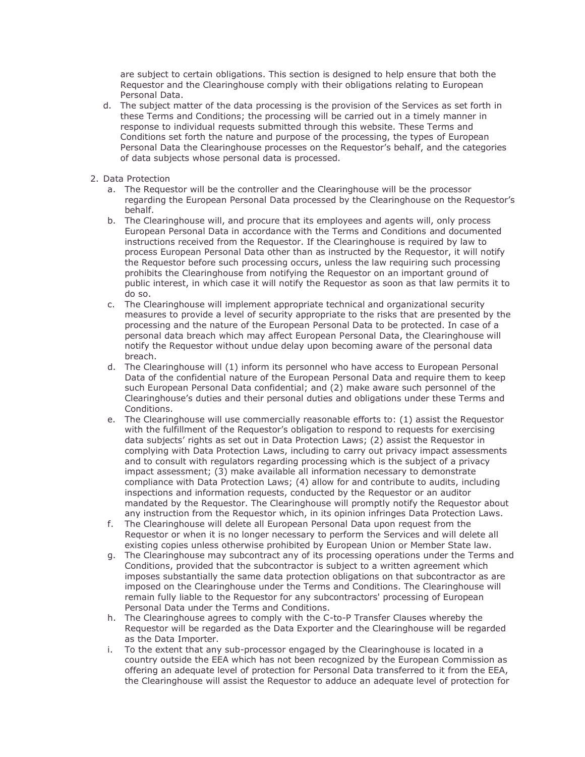are subject to certain obligations. This section is designed to help ensure that both the Requestor and the Clearinghouse comply with their obligations relating to European Personal Data.

d. The subject matter of the data processing is the provision of the Services as set forth in these Terms and Conditions; the processing will be carried out in a timely manner in response to individual requests submitted through this website. These Terms and Conditions set forth the nature and purpose of the processing, the types of European Personal Data the Clearinghouse processes on the Requestor's behalf, and the categories of data subjects whose personal data is processed.

2. Data Protection
   a. The Requestor will be the controller and the Clearinghouse will be the processor regarding the European Personal Data processed by the Clearinghouse on the Requestor's behalf.
   b. The Clearinghouse will, and procure that its employees and agents will, only process European Personal Data in accordance with the Terms and Conditions and documented instructions received from the Requestor. If the Clearinghouse is required by law to process European Personal Data other than as instructed by the Requestor, it will notify the Requestor before such processing occurs, unless the law requiring such processing prohibits the Clearinghouse from notifying the Requestor on an important ground of public interest, in which case it will notify the Requestor as soon as that law permits it to do so.
   c. The Clearinghouse will implement appropriate technical and organizational security measures to provide a level of security appropriate to the risks that are presented by the processing and the nature of the European Personal Data to be protected. In case of a personal data breach which may affect European Personal Data, the Clearinghouse will notify the Requestor without undue delay upon becoming aware of the personal data breach.
   d. The Clearinghouse will (1) inform its personnel who have access to European Personal Data of the confidential nature of the European Personal Data and require them to keep such European Personal Data confidential; and (2) make aware such personnel of the Clearinghouse's duties and their personal duties and obligations under these Terms and Conditions.
   e. The Clearinghouse will use commercially reasonable efforts to: (1) assist the Requestor with the fulfillment of the Requestor's obligation to respond to requests for exercising data subjects' rights as set out in Data Protection Laws; (2) assist the Requestor in complying with Data Protection Laws, including to carry out privacy impact assessments and to consult with regulators regarding processing which is the subject of a privacy impact assessment; (3) make available all information necessary to demonstrate compliance with Data Protection Laws; (4) allow for and contribute to audits, including inspections and information requests, conducted by the Requestor or an auditor mandated by the Requestor. The Clearinghouse will promptly notify the Requestor about any instruction from the Requestor which, in its opinion infringes Data Protection Laws.
   f. The Clearinghouse will delete all European Personal Data upon request from the Requestor or when it is no longer necessary to perform the Services and will delete all existing copies unless otherwise prohibited by European Union or Member State law.
   g. The Clearinghouse may subcontract any of its processing operations under the Terms and Conditions, provided that the subcontractor is subject to a written agreement which imposes substantially the same data protection obligations on that subcontractor as are imposed on the Clearinghouse under the Terms and Conditions. The Clearinghouse will remain fully liable to the Requestor for any subcontractors' processing of European Personal Data under the Terms and Conditions.
   h. The Clearinghouse agrees to comply with the C-to-P Transfer Clauses whereby the Requestor will be regarded as the Data Exporter and the Clearinghouse will be regarded as the Data Importer.
   i. To the extent that any sub-processor engaged by the Clearinghouse is located in a country outside the EEA which has not been recognized by the European Commission as offering an adequate level of protection for Personal Data transferred to it from the EEA, the Clearinghouse will assist the Requestor to adduce an adequate level of protection for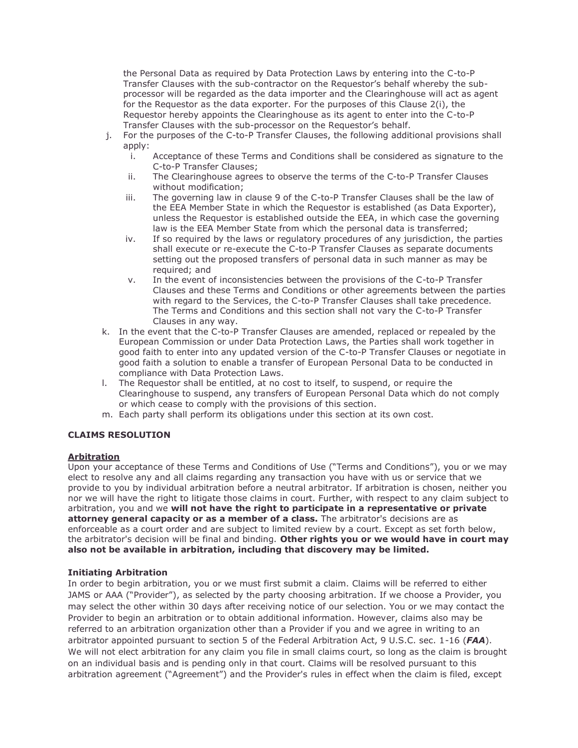the Personal Data as required by Data Protection Laws by entering into the C-to-P Transfer Clauses with the sub-contractor on the Requestor's behalf whereby the sub-processor will be regarded as the data importer and the Clearinghouse will act as agent for the Requestor as the data exporter. For the purposes of this Clause 2(i), the Requestor hereby appoints the Clearinghouse as its agent to enter into the C-to-P Transfer Clauses with the sub-processor on the Requestor's behalf.

j. For the purposes of the C-to-P Transfer Clauses, the following additional provisions shall apply:
   i. Acceptance of these Terms and Conditions shall be considered as signature to the C-to-P Transfer Clauses;
   ii. The Clearinghouse agrees to observe the terms of the C-to-P Transfer Clauses without modification;
   iii. The governing law in clause 9 of the C-to-P Transfer Clauses shall be the law of the EEA Member State in which the Requestor is established (as Data Exporter), unless the Requestor is established outside the EEA, in which case the governing law is the EEA Member State from which the personal data is transferred;
   iv. If so required by the laws or regulatory procedures of any jurisdiction, the parties shall execute or re-execute the C-to-P Transfer Clauses as separate documents setting out the proposed transfers of personal data in such manner as may be required; and
   v. In the event of inconsistencies between the provisions of the C-to-P Transfer Clauses and these Terms and Conditions or other agreements between the parties with regard to the Services, the C-to-P Transfer Clauses shall take precedence. The Terms and Conditions and this section shall not vary the C-to-P Transfer Clauses in any way.

k. In the event that the C-to-P Transfer Clauses are amended, replaced or repealed by the European Commission or under Data Protection Laws, the Parties shall work together in good faith to enter into any updated version of the C-to-P Transfer Clauses or negotiate in good faith a solution to enable a transfer of European Personal Data to be conducted in compliance with Data Protection Laws.

l. The Requestor shall be entitled, at no cost to itself, to suspend, or require the Clearinghouse to suspend, any transfers of European Personal Data which do not comply or which cease to comply with the provisions of this section.

m. Each party shall perform its obligations under this section at its own cost.

**CLAIMS RESOLUTION**

**Arbitration**

Upon your acceptance of these Terms and Conditions of Use ("Terms and Conditions"), you or we may elect to resolve any and all claims regarding any transaction you have with us or service that we provide to you by individual arbitration before a neutral arbitrator. If arbitration is chosen, neither you nor we will have the right to litigate those claims in court. Further, with respect to any claim subject to arbitration, you and we **will not have the right to participate in a representative or private attorney general capacity or as a member of a class.** The arbitrator's decisions are as enforceable as a court order and are subject to limited review by a court. Except as set forth below, the arbitrator's decision will be final and binding. **Other rights you or we would have in court may also not be available in arbitration, including that discovery may be limited.**

**Initiating Arbitration**

In order to begin arbitration, you or we must first submit a claim. Claims will be referred to either JAMS or AAA ("Provider"), as selected by the party choosing arbitration. If we choose a Provider, you may select the other within 30 days after receiving notice of our selection. You or we may contact the Provider to begin an arbitration or to obtain additional information. However, claims also may be referred to an arbitration organization other than a Provider if you and we agree in writing to an arbitrator appointed pursuant to section 5 of the Federal Arbitration Act, 9 U.S.C. sec. 1-16 (***FAA***). We will not elect arbitration for any claim you file in small claims court, so long as the claim is brought on an individual basis and is pending only in that court. Claims will be resolved pursuant to this arbitration agreement ("Agreement") and the Provider's rules in effect when the claim is filed, except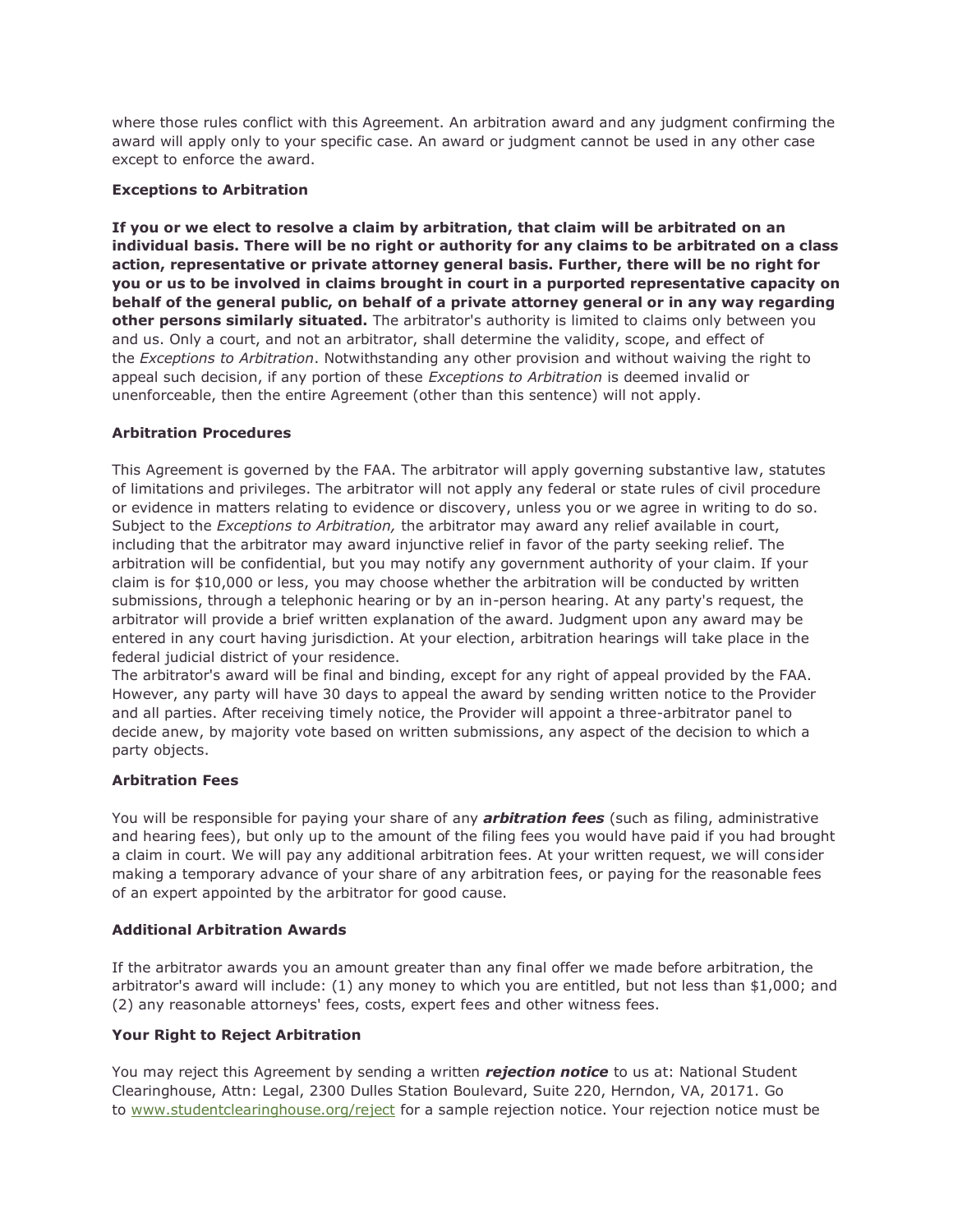where those rules conflict with this Agreement. An arbitration award and any judgment confirming the award will apply only to your specific case. An award or judgment cannot be used in any other case except to enforce the award.

**Exceptions to Arbitration**

**If you or we elect to resolve a claim by arbitration, that claim will be arbitrated on an individual basis. There will be no right or authority for any claims to be arbitrated on a class action, representative or private attorney general basis. Further, there will be no right for you or us to be involved in claims brought in court in a purported representative capacity on behalf of the general public, on behalf of a private attorney general or in any way regarding other persons similarly situated.** The arbitrator's authority is limited to claims only between you and us. Only a court, and not an arbitrator, shall determine the validity, scope, and effect of the *Exceptions to Arbitration*. Notwithstanding any other provision and without waiving the right to appeal such decision, if any portion of these *Exceptions to Arbitration* is deemed invalid or unenforceable, then the entire Agreement (other than this sentence) will not apply.

**Arbitration Procedures**

This Agreement is governed by the FAA. The arbitrator will apply governing substantive law, statutes of limitations and privileges. The arbitrator will not apply any federal or state rules of civil procedure or evidence in matters relating to evidence or discovery, unless you or we agree in writing to do so. Subject to the *Exceptions to Arbitration,* the arbitrator may award any relief available in court, including that the arbitrator may award injunctive relief in favor of the party seeking relief. The arbitration will be confidential, but you may notify any government authority of your claim. If your claim is for $10,000 or less, you may choose whether the arbitration will be conducted by written submissions, through a telephonic hearing or by an in-person hearing. At any party's request, the arbitrator will provide a brief written explanation of the award. Judgment upon any award may be entered in any court having jurisdiction. At your election, arbitration hearings will take place in the federal judicial district of your residence.
The arbitrator's award will be final and binding, except for any right of appeal provided by the FAA. However, any party will have 30 days to appeal the award by sending written notice to the Provider and all parties. After receiving timely notice, the Provider will appoint a three-arbitrator panel to decide anew, by majority vote based on written submissions, any aspect of the decision to which a party objects.

**Arbitration Fees**

You will be responsible for paying your share of any ***arbitration fees*** (such as filing, administrative and hearing fees), but only up to the amount of the filing fees you would have paid if you had brought a claim in court. We will pay any additional arbitration fees. At your written request, we will consider making a temporary advance of your share of any arbitration fees, or paying for the reasonable fees of an expert appointed by the arbitrator for good cause.

**Additional Arbitration Awards**

If the arbitrator awards you an amount greater than any final offer we made before arbitration, the arbitrator's award will include: (1) any money to which you are entitled, but not less than $1,000; and (2) any reasonable attorneys' fees, costs, expert fees and other witness fees.

**Your Right to Reject Arbitration**

You may reject this Agreement by sending a written ***rejection notice*** to us at: National Student Clearinghouse, Attn: Legal, 2300 Dulles Station Boulevard, Suite 220, Herndon, VA, 20171. Go to [www.studentclearinghouse.org/reject](www.studentclearinghouse.org/reject) for a sample rejection notice. Your rejection notice must be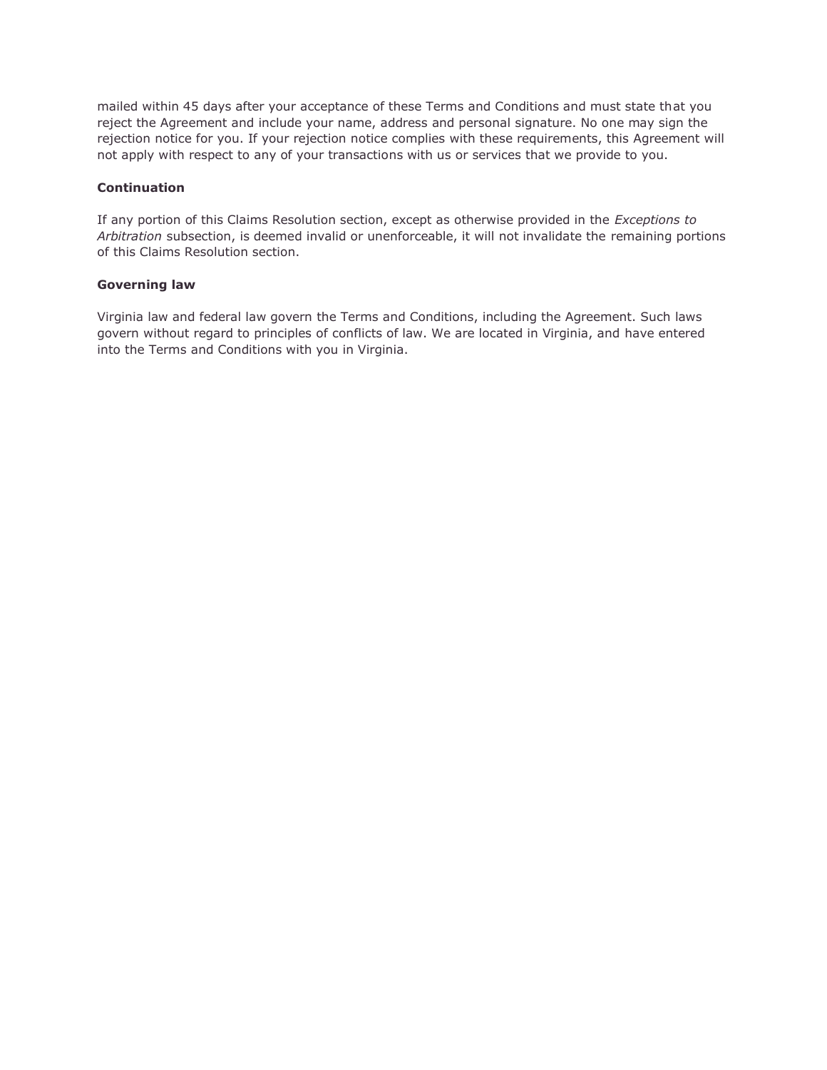mailed within 45 days after your acceptance of these Terms and Conditions and must state that you reject the Agreement and include your name, address and personal signature. No one may sign the rejection notice for you. If your rejection notice complies with these requirements, this Agreement will not apply with respect to any of your transactions with us or services that we provide to you.

**Continuation**

If any portion of this Claims Resolution section, except as otherwise provided in the *Exceptions to Arbitration* subsection, is deemed invalid or unenforceable, it will not invalidate the remaining portions of this Claims Resolution section.

**Governing law**

Virginia law and federal law govern the Terms and Conditions, including the Agreement. Such laws govern without regard to principles of conflicts of law. We are located in Virginia, and have entered into the Terms and Conditions with you in Virginia.